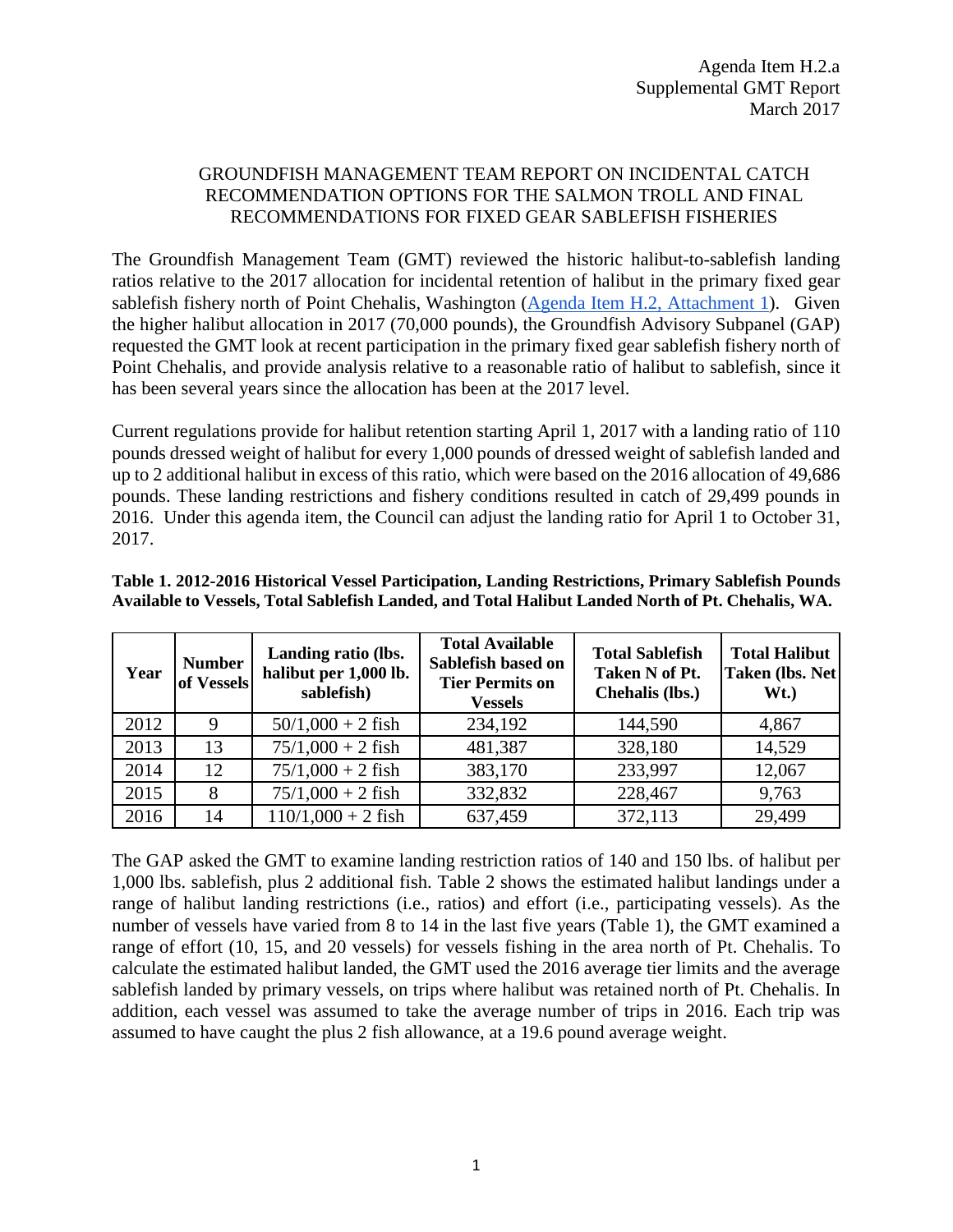Agenda Item H.2.a
Supplemental GMT Report
March 2017

# GROUNDFISH MANAGEMENT TEAM REPORT ON INCIDENTAL CATCH RECOMMENDATION OPTIONS FOR THE SALMON TROLL AND FINAL RECOMMENDATIONS FOR FIXED GEAR SABLEFISH FISHERIES

The Groundfish Management Team (GMT) reviewed the historic halibut-to-sablefish landing ratios relative to the 2017 allocation for incidental retention of halibut in the primary fixed gear sablefish fishery north of Point Chehalis, Washington (Agenda Item H.2, Attachment 1). Given the higher halibut allocation in 2017 (70,000 pounds), the Groundfish Advisory Subpanel (GAP) requested the GMT look at recent participation in the primary fixed gear sablefish fishery north of Point Chehalis, and provide analysis relative to a reasonable ratio of halibut to sablefish, since it has been several years since the allocation has been at the 2017 level.

Current regulations provide for halibut retention starting April 1, 2017 with a landing ratio of 110 pounds dressed weight of halibut for every 1,000 pounds of dressed weight of sablefish landed and up to 2 additional halibut in excess of this ratio, which were based on the 2016 allocation of 49,686 pounds. These landing restrictions and fishery conditions resulted in catch of 29,499 pounds in 2016. Under this agenda item, the Council can adjust the landing ratio for April 1 to October 31, 2017.

**Table 1. 2012-2016 Historical Vessel Participation, Landing Restrictions, Primary Sablefish Pounds Available to Vessels, Total Sablefish Landed, and Total Halibut Landed North of Pt. Chehalis, WA.**

| Year | Number of Vessels | Landing ratio (lbs. halibut per 1,000 lb. sablefish) | Total Available Sablefish based on Tier Permits on Vessels | Total Sablefish Taken N of Pt. Chehalis (lbs.) | Total Halibut Taken (lbs. Net Wt.) |
|---|---|---|---|---|---|
| 2012 | 9 | 50/1,000 + 2 fish | 234,192 | 144,590 | 4,867 |
| 2013 | 13 | 75/1,000 + 2 fish | 481,387 | 328,180 | 14,529 |
| 2014 | 12 | 75/1,000 + 2 fish | 383,170 | 233,997 | 12,067 |
| 2015 | 8 | 75/1,000 + 2 fish | 332,832 | 228,467 | 9,763 |
| 2016 | 14 | 110/1,000 + 2 fish | 637,459 | 372,113 | 29,499 |

The GAP asked the GMT to examine landing restriction ratios of 140 and 150 lbs. of halibut per 1,000 lbs. sablefish, plus 2 additional fish. Table 2 shows the estimated halibut landings under a range of halibut landing restrictions (i.e., ratios) and effort (i.e., participating vessels). As the number of vessels have varied from 8 to 14 in the last five years (Table 1), the GMT examined a range of effort (10, 15, and 20 vessels) for vessels fishing in the area north of Pt. Chehalis. To calculate the estimated halibut landed, the GMT used the 2016 average tier limits and the average sablefish landed by primary vessels, on trips where halibut was retained north of Pt. Chehalis. In addition, each vessel was assumed to take the average number of trips in 2016. Each trip was assumed to have caught the plus 2 fish allowance, at a 19.6 pound average weight.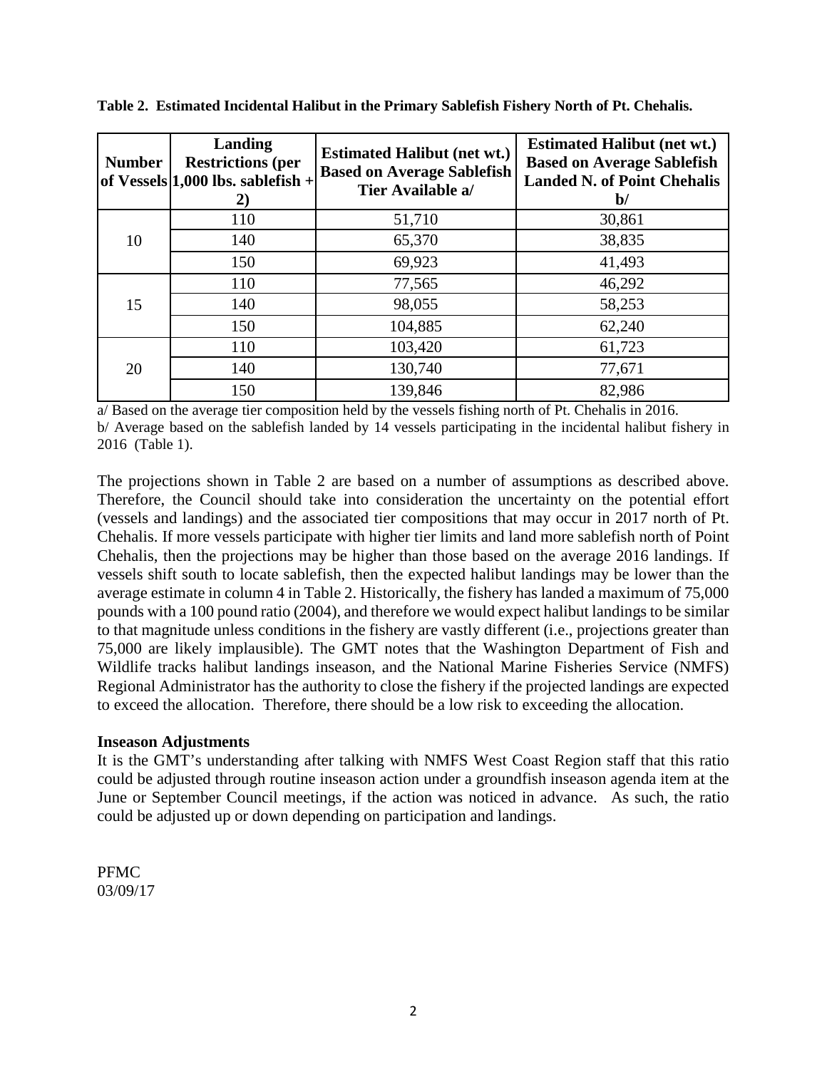**Table 2. Estimated Incidental Halibut in the Primary Sablefish Fishery North of Pt. Chehalis.**

| Number of Vessels | Landing Restrictions (per 1,000 lbs. sablefish + 2) | Estimated Halibut (net wt.) Based on Average Sablefish Tier Available a/ | Estimated Halibut (net wt.) Based on Average Sablefish Landed N. of Point Chehalis b/ |
|---|---|---|---|
| 10 | 110 | 51,710 | 30,861 |
| | 140 | 65,370 | 38,835 |
| | 150 | 69,923 | 41,493 |
| 15 | 110 | 77,565 | 46,292 |
| | 140 | 98,055 | 58,253 |
| | 150 | 104,885 | 62,240 |
| 20 | 110 | 103,420 | 61,723 |
| | 140 | 130,740 | 77,671 |
| | 150 | 139,846 | 82,986 |

a/ Based on the average tier composition held by the vessels fishing north of Pt. Chehalis in 2016.
b/ Average based on the sablefish landed by 14 vessels participating in the incidental halibut fishery in 2016 (Table 1).

The projections shown in Table 2 are based on a number of assumptions as described above. Therefore, the Council should take into consideration the uncertainty on the potential effort (vessels and landings) and the associated tier compositions that may occur in 2017 north of Pt. Chehalis. If more vessels participate with higher tier limits and land more sablefish north of Point Chehalis, then the projections may be higher than those based on the average 2016 landings. If vessels shift south to locate sablefish, then the expected halibut landings may be lower than the average estimate in column 4 in Table 2. Historically, the fishery has landed a maximum of 75,000 pounds with a 100 pound ratio (2004), and therefore we would expect halibut landings to be similar to that magnitude unless conditions in the fishery are vastly different (i.e., projections greater than 75,000 are likely implausible). The GMT notes that the Washington Department of Fish and Wildlife tracks halibut landings inseason, and the National Marine Fisheries Service (NMFS) Regional Administrator has the authority to close the fishery if the projected landings are expected to exceed the allocation. Therefore, there should be a low risk to exceeding the allocation.

**Inseason Adjustments**

It is the GMT's understanding after talking with NMFS West Coast Region staff that this ratio could be adjusted through routine inseason action under a groundfish inseason agenda item at the June or September Council meetings, if the action was noticed in advance. As such, the ratio could be adjusted up or down depending on participation and landings.

PFMC
03/09/17